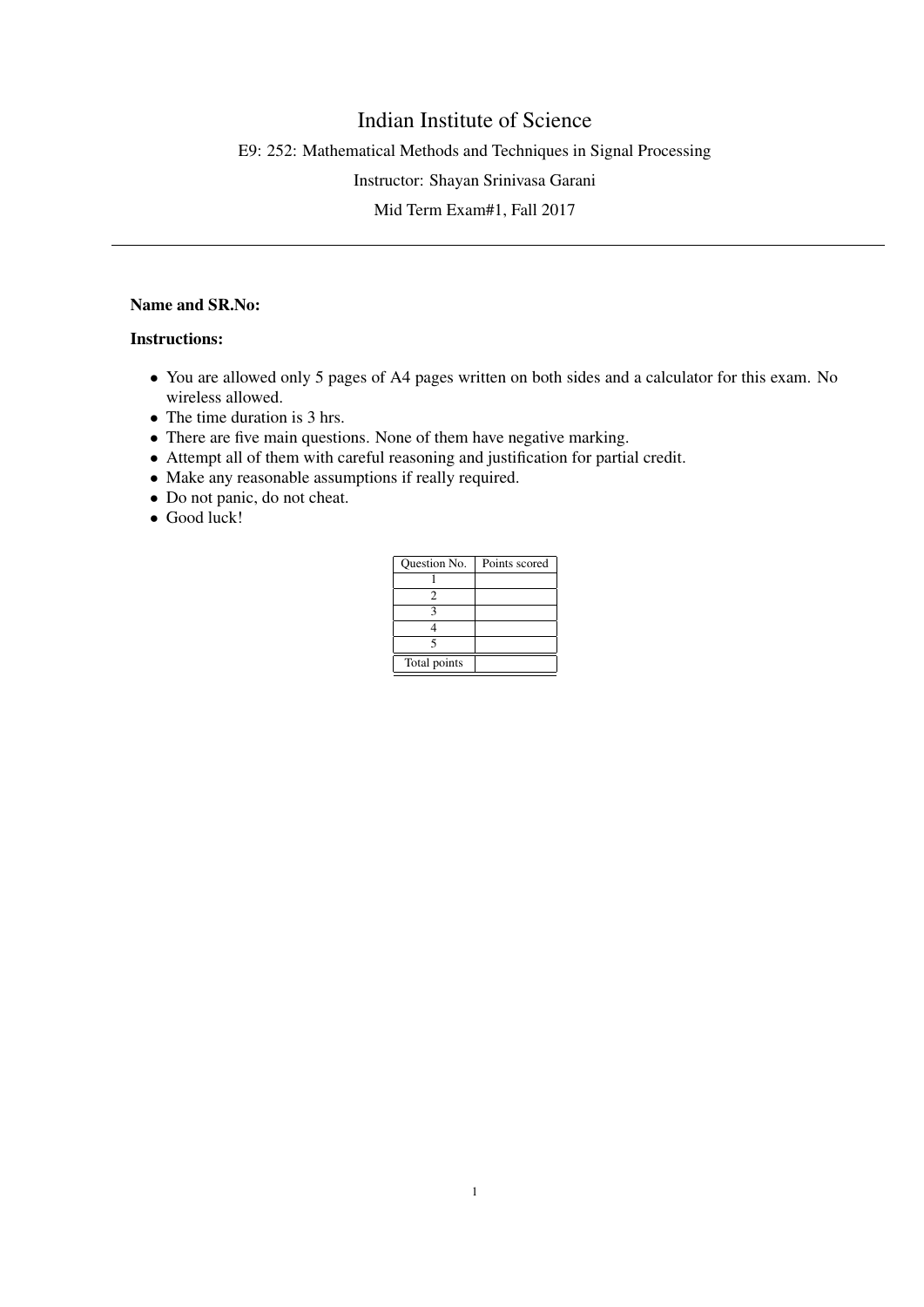# Indian Institute of Science

E9: 252: Mathematical Methods and Techniques in Signal Processing

Instructor: Shayan Srinivasa Garani

Mid Term Exam#1, Fall 2017

---

**Name and SR.No:**

**Instructions:**

- You are allowed only 5 pages of A4 pages written on both sides and a calculator for this exam. No wireless allowed.
- The time duration is 3 hrs.
- There are five main questions. None of them have negative marking.
- Attempt all of them with careful reasoning and justification for partial credit.
- Make any reasonable assumptions if really required.
- Do not panic, do not cheat.
- Good luck!

| Question No. | Points scored |
|---|---|
| 1 | |
| 2 | |
| 3 | |
| 4 | |
| 5 | |
| Total points | |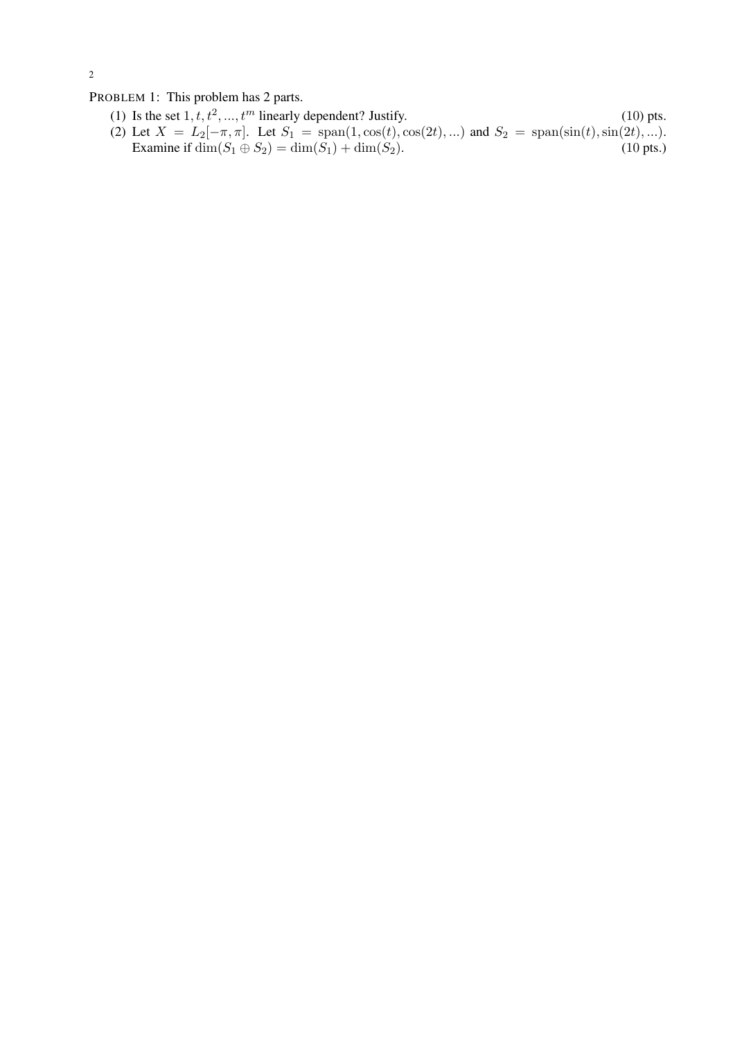PROBLEM 1: This problem has 2 parts.

1. Is the set $1, t, t^2, ..., t^m$ linearly dependent? Justify. (10) pts.
2. Let $X = L_2[-\pi, \pi]$. Let $S_1 = \text{span}(1, \cos(t), \cos(2t), ...)$ and $S_2 = \text{span}(\sin(t), \sin(2t), ...)$. Examine if $\dim(S_1 \oplus S_2) = \dim(S_1) + \dim(S_2)$. (10 pts.)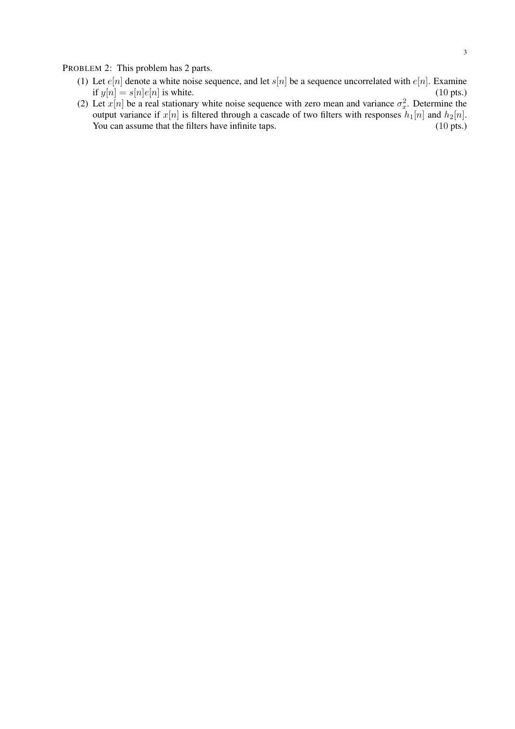PROBLEM 2: This problem has 2 parts.

(1) Let $e[n]$ denote a white noise sequence, and let $s[n]$ be a sequence uncorrelated with $e[n]$. Examine if $y[n] = s[n]e[n]$ is white. (10 pts.)

(2) Let $x[n]$ be a real stationary white noise sequence with zero mean and variance $\sigma_x^2$. Determine the output variance if $x[n]$ is filtered through a cascade of two filters with responses $h_1[n]$ and $h_2[n]$. You can assume that the filters have infinite taps. (10 pts.)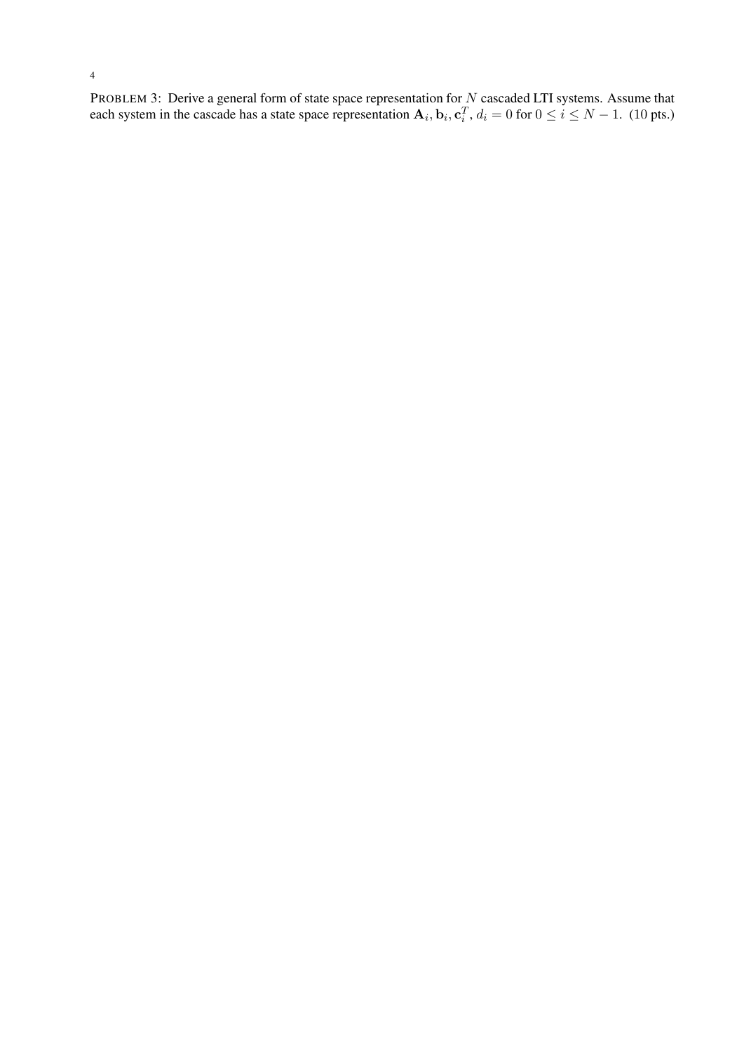PROBLEM 3: Derive a general form of state space representation for $N$ cascaded LTI systems. Assume that each system in the cascade has a state space representation $\mathbf{A}_i, \mathbf{b}_i, \mathbf{c}_i^T$, $d_i = 0$ for $0 \leq i \leq N-1$. (10 pts.)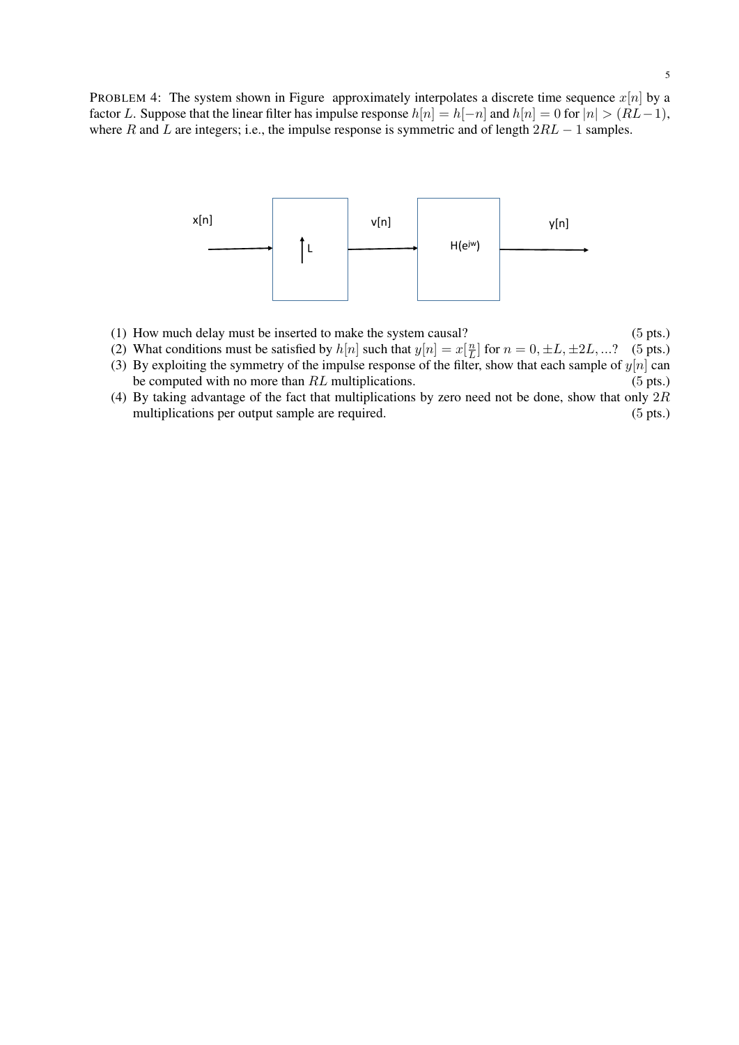PROBLEM 4: The system shown in Figure approximately interpolates a discrete time sequence $x[n]$ by a factor $L$. Suppose that the linear filter has impulse response $h[n] = h[-n]$ and $h[n] = 0$ for $|n| > (RL-1)$, where $R$ and $L$ are integers; i.e., the impulse response is symmetric and of length $2RL - 1$ samples.

x[n] → ↑L → v[n] → $H(e^{jw})$ → y[n]

1. How much delay must be inserted to make the system causal? (5 pts.)
2. What conditions must be satisfied by $h[n]$ such that $y[n] = x[\frac{n}{L}]$ for $n = 0, \pm L, \pm 2L, ...$? (5 pts.)
3. By exploiting the symmetry of the impulse response of the filter, show that each sample of $y[n]$ can be computed with no more than $RL$ multiplications. (5 pts.)
4. By taking advantage of the fact that multiplications by zero need not be done, show that only $2R$ multiplications per output sample are required. (5 pts.)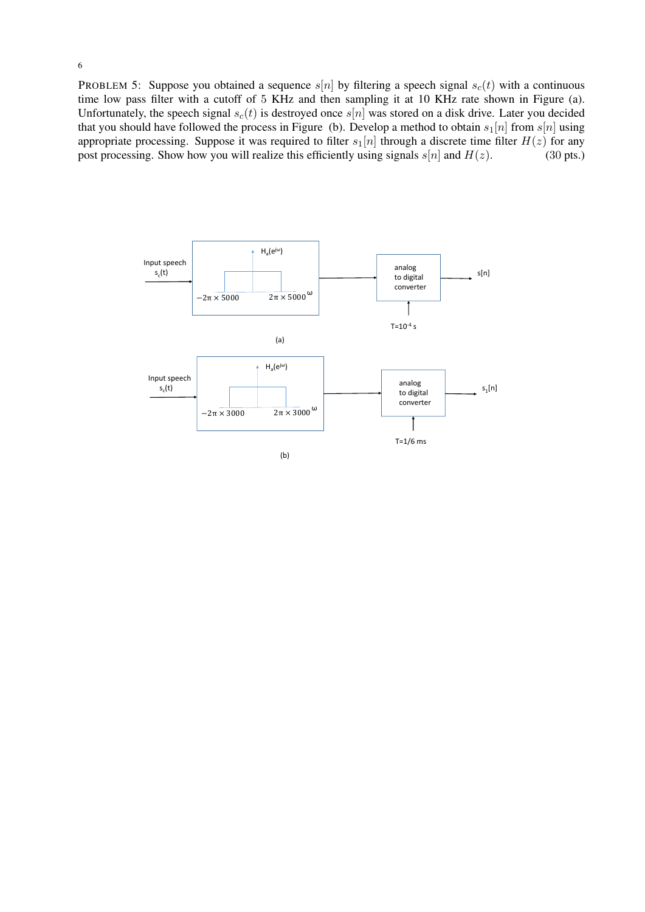PROBLEM 5: Suppose you obtained a sequence $s[n]$ by filtering a speech signal $s_c(t)$ with a continuous time low pass filter with a cutoff of 5 KHz and then sampling it at 10 KHz rate shown in Figure (a). Unfortunately, the speech signal $s_c(t)$ is destroyed once $s[n]$ was stored on a disk drive. Later you decided that you should have followed the process in Figure (b). Develop a method to obtain $s_1[n]$ from $s[n]$ using appropriate processing. Suppose it was required to filter $s_1[n]$ through a discrete time filter $H(z)$ for any post processing. Show how you will realize this efficiently using signals $s[n]$ and $H(z)$. (30 pts.)

Input speech $s_c(t)$

$H_a(e^{j\omega})$

$-2\pi \times 5000$

$2\pi \times 5000$

$\omega$

analog to digital converter

$T=10^{-4}$ s

$s[n]$

(a)

Input speech $s_c(t)$

$H_a(e^{j\omega})$

$-2\pi \times 3000$

$2\pi \times 3000$

$\omega$

analog to digital converter

$T=1/6$ ms

$s_1[n]$

(b)